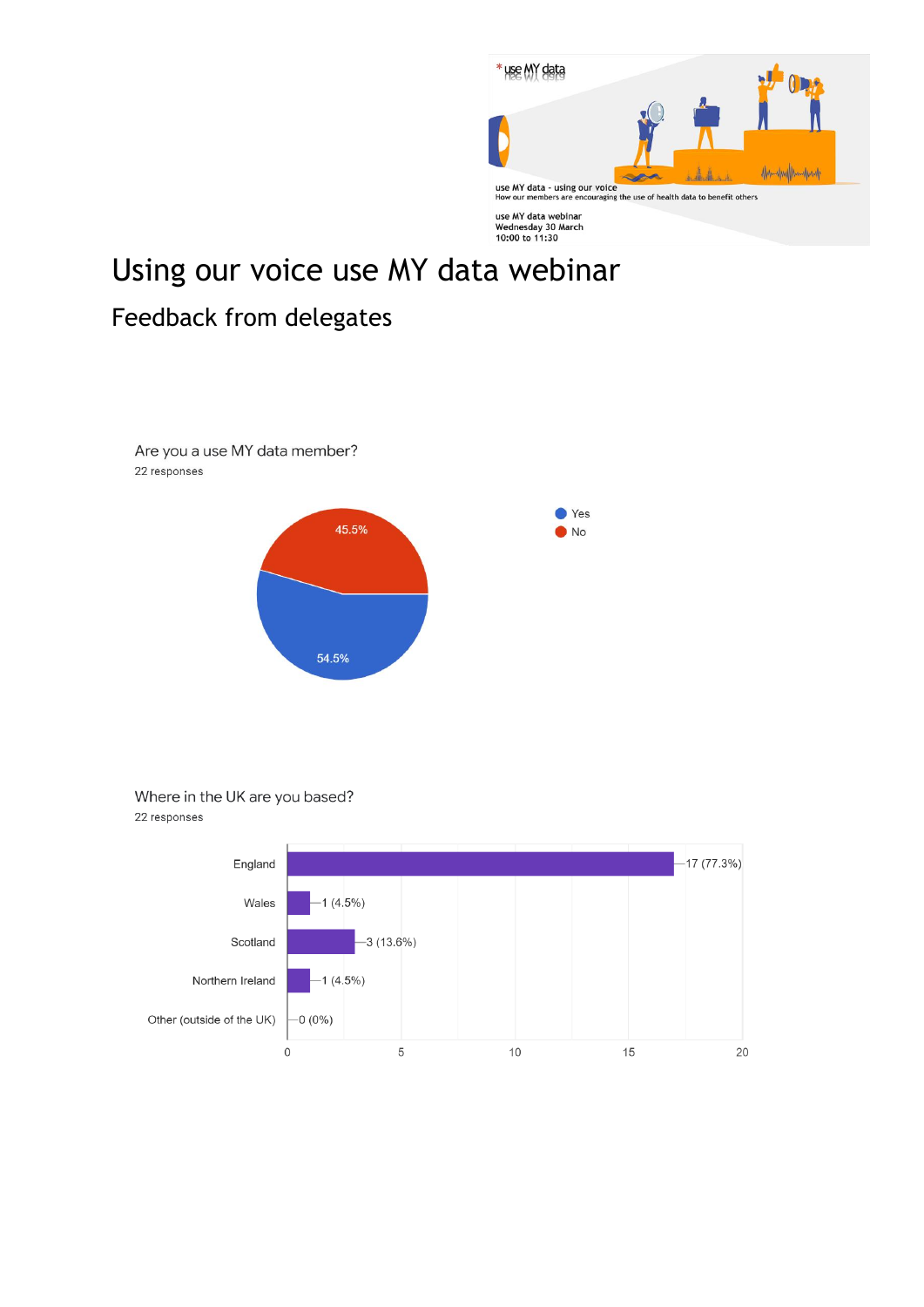\* use MY data

use MY data - using our voice
How our members are encouraging the use of health data to benefit others

use MY data webinar
Wednesday 30 March
10:00 to 11:30

# Using our voice use MY data webinar

## Feedback from delegates

Are you a use MY data member?
22 responses

45.5%
54.5%
Yes
No

Where in the UK are you based?
22 responses

England
Wales
Scotland
Northern Ireland
Other (outside of the UK)

17 (77.3%)
1 (4.5%)
3 (13.6%)
1 (4.5%)
0 (0%)

0
5
10
15
20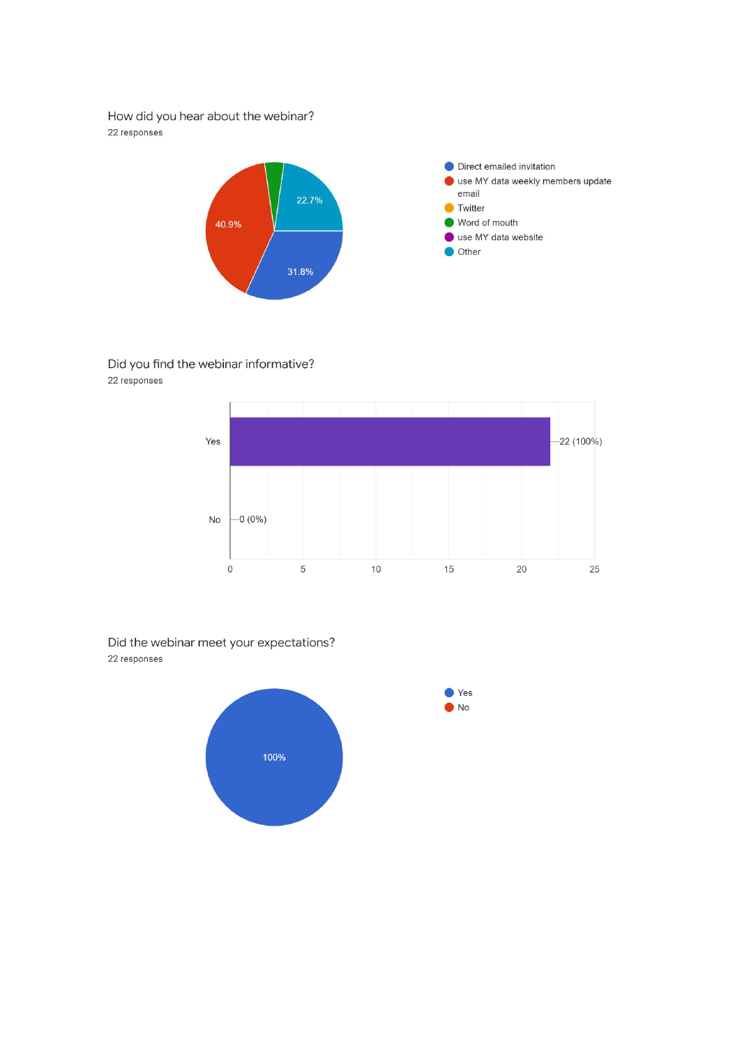How did you hear about the webinar?

22 responses

40.9%

22.7%

31.8%

- Direct emailed invitation
- use MY data weekly members update email
- Twitter
- Word of mouth
- use MY data website
- Other

Did you find the webinar informative?

22 responses

Yes

22 (100%)

No

0 (0%)

0
5
10
15
20
25

Did the webinar meet your expectations?

22 responses

100%

- Yes
- No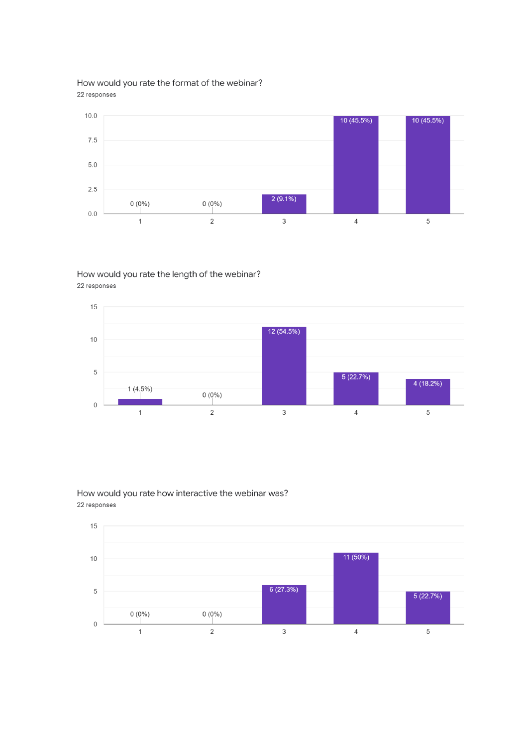How would you rate the format of the webinar?

22 responses

10.0
7.5
5.0
2.5
0.0

0 (0%)
0 (0%)
2 (9.1%)
10 (45.5%)
10 (45.5%)

1
2
3
4
5

How would you rate the length of the webinar?

22 responses

15
10
5
0

1 (4.5%)
0 (0%)
12 (54.5%)
5 (22.7%)
4 (18.2%)

1
2
3
4
5

How would you rate how interactive the webinar was?

22 responses

15
10
5
0

0 (0%)
0 (0%)
6 (27.3%)
11 (50%)
5 (22.7%)

1
2
3
4
5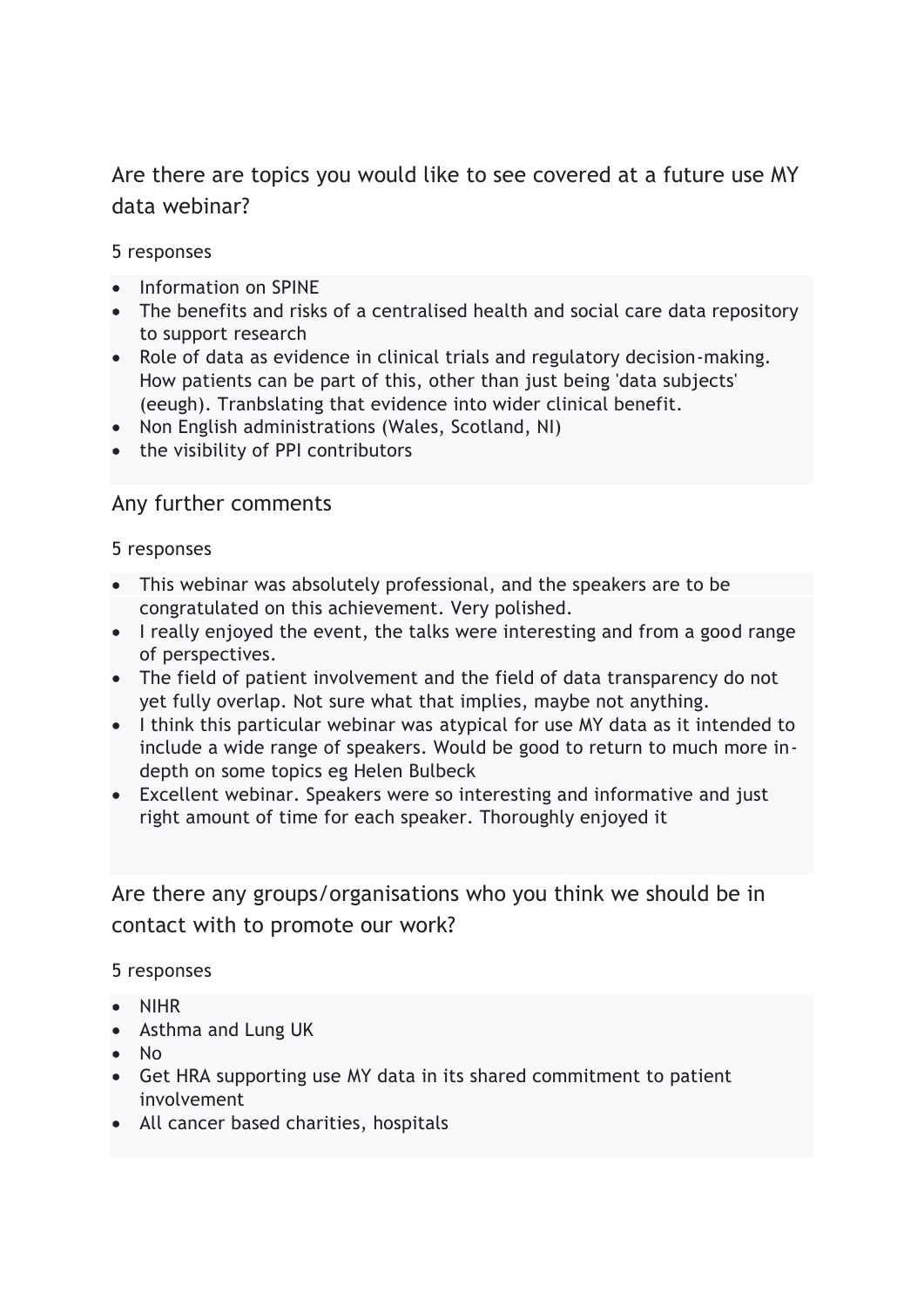## Are there are topics you would like to see covered at a future use MY data webinar?

5 responses

- Information on SPINE
- The benefits and risks of a centralised health and social care data repository to support research
- Role of data as evidence in clinical trials and regulatory decision-making. How patients can be part of this, other than just being 'data subjects' (eeugh). Tranbslating that evidence into wider clinical benefit.
- Non English administrations (Wales, Scotland, NI)
- the visibility of PPI contributors

## Any further comments

5 responses

- This webinar was absolutely professional, and the speakers are to be congratulated on this achievement. Very polished.
- I really enjoyed the event, the talks were interesting and from a good range of perspectives.
- The field of patient involvement and the field of data transparency do not yet fully overlap. Not sure what that implies, maybe not anything.
- I think this particular webinar was atypical for use MY data as it intended to include a wide range of speakers. Would be good to return to much more in-depth on some topics eg Helen Bulbeck
- Excellent webinar. Speakers were so interesting and informative and just right amount of time for each speaker. Thoroughly enjoyed it

## Are there any groups/organisations who you think we should be in contact with to promote our work?

5 responses

- NIHR
- Asthma and Lung UK
- No
- Get HRA supporting use MY data in its shared commitment to patient involvement
- All cancer based charities, hospitals